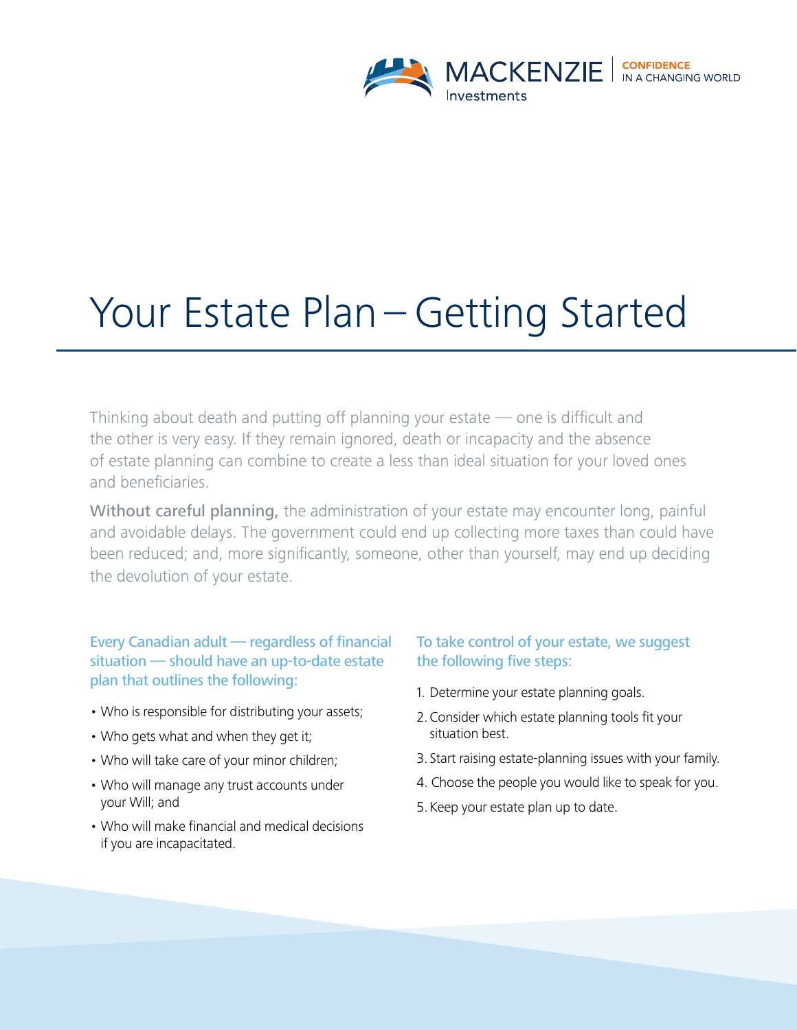# Your Estate Plan – Getting Started

Thinking about death and putting off planning your estate — one is difficult and the other is very easy. If they remain ignored, death or incapacity and the absence of estate planning can combine to create a less than ideal situation for your loved ones and beneficiaries.

**Without careful planning,** the administration of your estate may encounter long, painful and avoidable delays. The government could end up collecting more taxes than could have been reduced; and, more significantly, someone, other than yourself, may end up deciding the devolution of your estate.

### Every Canadian adult — regardless of financial situation — should have an up-to-date estate plan that outlines the following:

- Who is responsible for distributing your assets;
- Who gets what and when they get it;
- Who will take care of your minor children;
- Who will manage any trust accounts under your Will; and
- Who will make financial and medical decisions if you are incapacitated.

### To take control of your estate, we suggest the following five steps:

1. Determine your estate planning goals.
2. Consider which estate planning tools fit your situation best.
3. Start raising estate-planning issues with your family.
4. Choose the people you would like to speak for you.
5. Keep your estate plan up to date.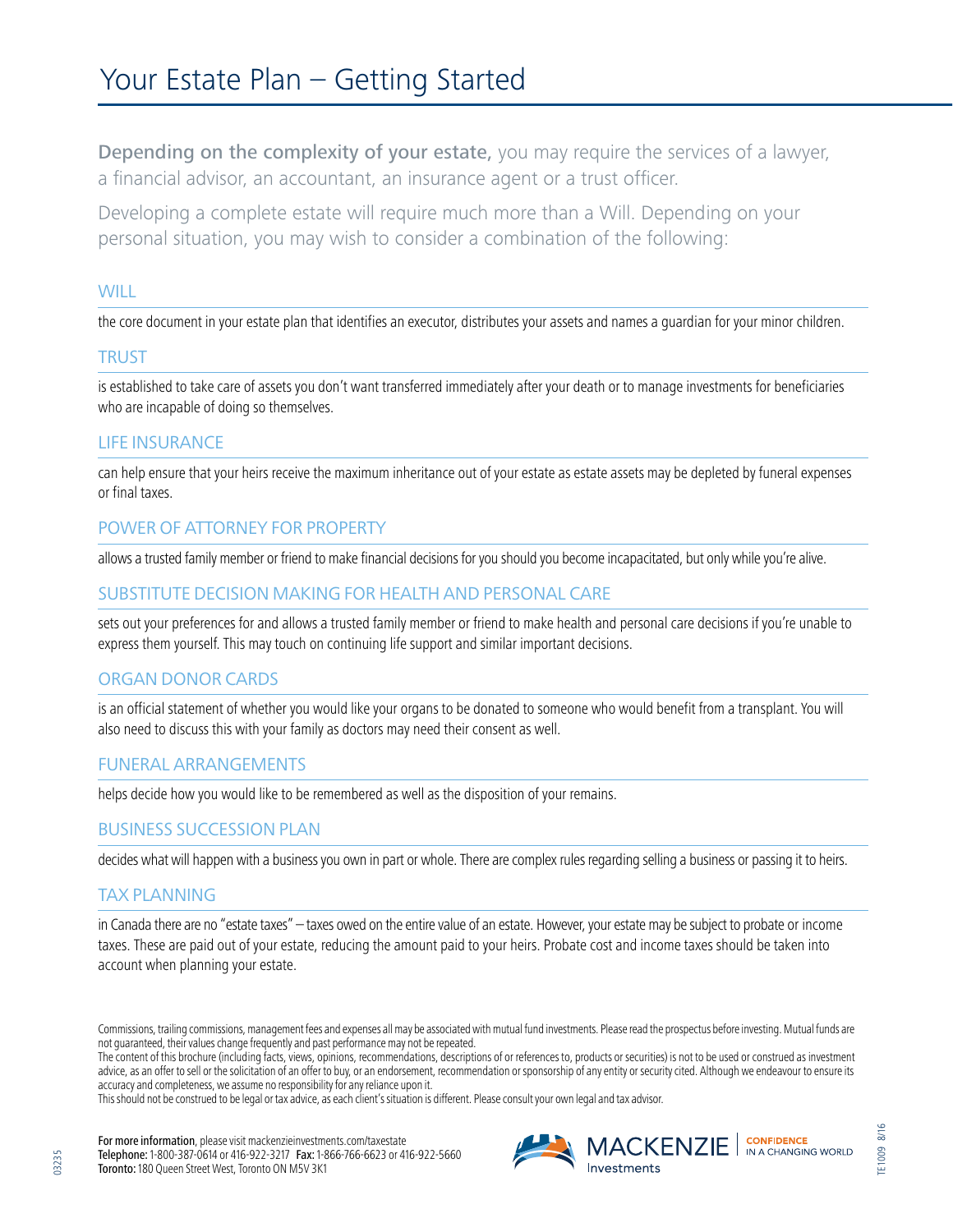# Your Estate Plan – Getting Started

**Depending on the complexity of your estate,** you may require the services of a lawyer, a financial advisor, an accountant, an insurance agent or a trust officer.

Developing a complete estate will require much more than a Will. Depending on your personal situation, you may wish to consider a combination of the following:

## WILL

the core document in your estate plan that identifies an executor, distributes your assets and names a guardian for your minor children.

## TRUST

is established to take care of assets you don't want transferred immediately after your death or to manage investments for beneficiaries who are incapable of doing so themselves.

## LIFE INSURANCE

can help ensure that your heirs receive the maximum inheritance out of your estate as estate assets may be depleted by funeral expenses or final taxes.

## POWER OF ATTORNEY FOR PROPERTY

allows a trusted family member or friend to make financial decisions for you should you become incapacitated, but only while you're alive.

## SUBSTITUTE DECISION MAKING FOR HEALTH AND PERSONAL CARE

sets out your preferences for and allows a trusted family member or friend to make health and personal care decisions if you're unable to express them yourself. This may touch on continuing life support and similar important decisions.

## ORGAN DONOR CARDS

is an official statement of whether you would like your organs to be donated to someone who would benefit from a transplant. You will also need to discuss this with your family as doctors may need their consent as well.

## FUNERAL ARRANGEMENTS

helps decide how you would like to be remembered as well as the disposition of your remains.

## BUSINESS SUCCESSION PLAN

decides what will happen with a business you own in part or whole. There are complex rules regarding selling a business or passing it to heirs.

## TAX PLANNING

in Canada there are no "estate taxes" – taxes owed on the entire value of an estate. However, your estate may be subject to probate or income taxes. These are paid out of your estate, reducing the amount paid to your heirs. Probate cost and income taxes should be taken into account when planning your estate.

Commissions, trailing commissions, management fees and expenses all may be associated with mutual fund investments. Please read the prospectus before investing. Mutual funds are not guaranteed, their values change frequently and past performance may not be repeated.

The content of this brochure (including facts, views, opinions, recommendations, descriptions of or references to, products or securities) is not to be used or construed as investment advice, as an offer to sell or the solicitation of an offer to buy, or an endorsement, recommendation or sponsorship of any entity or security cited. Although we endeavour to ensure its accuracy and completeness, we assume no responsibility for any reliance upon it.

This should not be construed to be legal or tax advice, as each client's situation is different. Please consult your own legal and tax advisor.

**For more information**, please visit mackenzieinvestments.com/taxestate
**Telephone:** 1-800-387-0614 or 416-922-3217 **Fax:** 1-866-766-6623 or 416-922-5660
**Toronto:** 180 Queen Street West, Toronto ON M5V 3K1

MACKENZIE Investments | CONFIDENCE IN A CHANGING WORLD

03235

TE1009 8/16